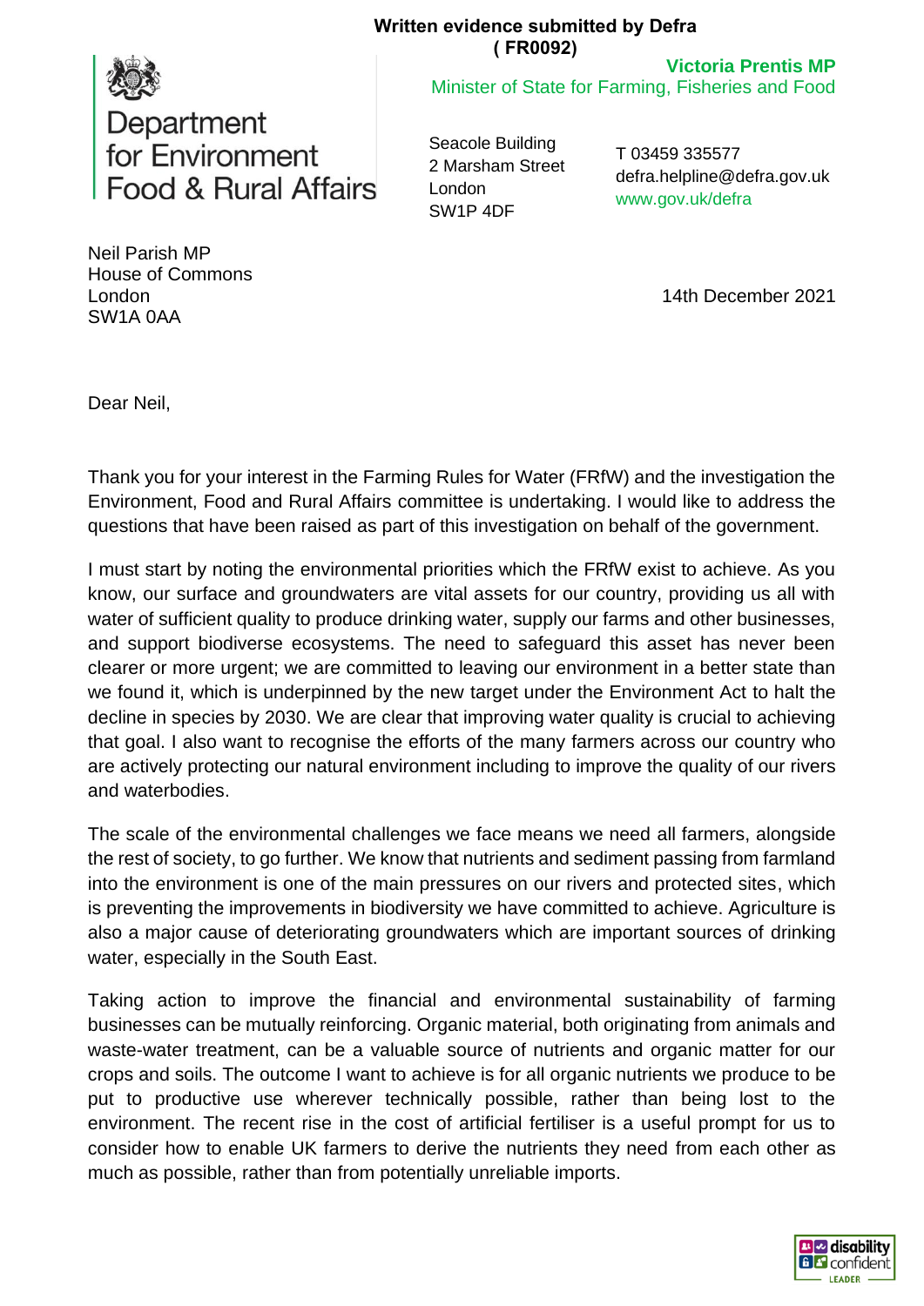**Written evidence submitted by Defra**
**( FR0092)**

Department for Environment Food & Rural Affairs

**Victoria Prentis MP**
Minister of State for Farming, Fisheries and Food

Seacole Building
2 Marsham Street
London
SW1P 4DF

T 03459 335577
defra.helpline@defra.gov.uk
www.gov.uk/defra

Neil Parish MP
House of Commons
London
SW1A 0AA

14th December 2021

Dear Neil,

Thank you for your interest in the Farming Rules for Water (FRfW) and the investigation the Environment, Food and Rural Affairs committee is undertaking. I would like to address the questions that have been raised as part of this investigation on behalf of the government.

I must start by noting the environmental priorities which the FRfW exist to achieve. As you know, our surface and groundwaters are vital assets for our country, providing us all with water of sufficient quality to produce drinking water, supply our farms and other businesses, and support biodiverse ecosystems. The need to safeguard this asset has never been clearer or more urgent; we are committed to leaving our environment in a better state than we found it, which is underpinned by the new target under the Environment Act to halt the decline in species by 2030. We are clear that improving water quality is crucial to achieving that goal. I also want to recognise the efforts of the many farmers across our country who are actively protecting our natural environment including to improve the quality of our rivers and waterbodies.

The scale of the environmental challenges we face means we need all farmers, alongside the rest of society, to go further. We know that nutrients and sediment passing from farmland into the environment is one of the main pressures on our rivers and protected sites, which is preventing the improvements in biodiversity we have committed to achieve. Agriculture is also a major cause of deteriorating groundwaters which are important sources of drinking water, especially in the South East.

Taking action to improve the financial and environmental sustainability of farming businesses can be mutually reinforcing. Organic material, both originating from animals and waste-water treatment, can be a valuable source of nutrients and organic matter for our crops and soils. The outcome I want to achieve is for all organic nutrients we produce to be put to productive use wherever technically possible, rather than being lost to the environment. The recent rise in the cost of artificial fertiliser is a useful prompt for us to consider how to enable UK farmers to derive the nutrients they need from each other as much as possible, rather than from potentially unreliable imports.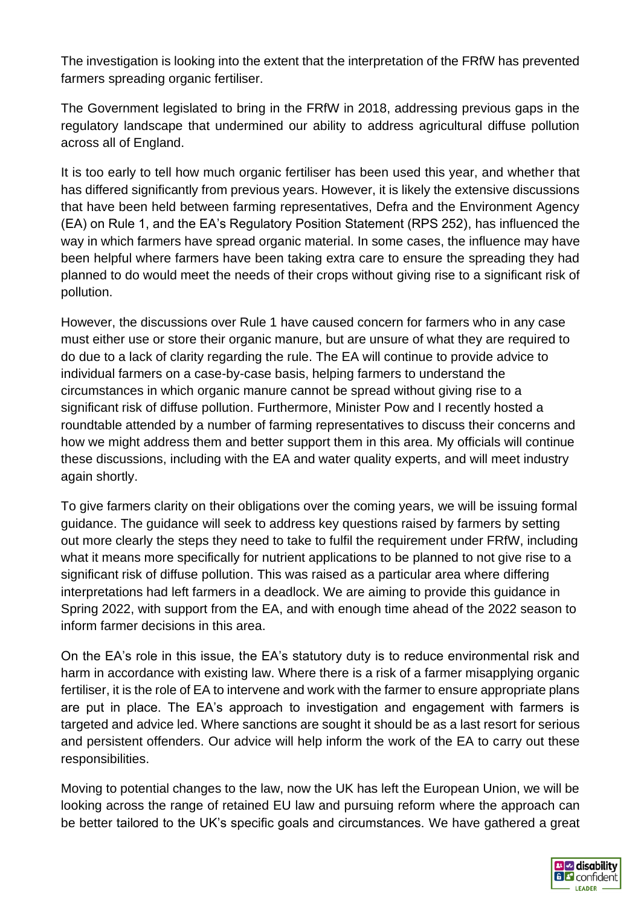The investigation is looking into the extent that the interpretation of the FRfW has prevented farmers spreading organic fertiliser.

The Government legislated to bring in the FRfW in 2018, addressing previous gaps in the regulatory landscape that undermined our ability to address agricultural diffuse pollution across all of England.

It is too early to tell how much organic fertiliser has been used this year, and whether that has differed significantly from previous years. However, it is likely the extensive discussions that have been held between farming representatives, Defra and the Environment Agency (EA) on Rule 1, and the EA's Regulatory Position Statement (RPS 252), has influenced the way in which farmers have spread organic material. In some cases, the influence may have been helpful where farmers have been taking extra care to ensure the spreading they had planned to do would meet the needs of their crops without giving rise to a significant risk of pollution.

However, the discussions over Rule 1 have caused concern for farmers who in any case must either use or store their organic manure, but are unsure of what they are required to do due to a lack of clarity regarding the rule. The EA will continue to provide advice to individual farmers on a case-by-case basis, helping farmers to understand the circumstances in which organic manure cannot be spread without giving rise to a significant risk of diffuse pollution. Furthermore, Minister Pow and I recently hosted a roundtable attended by a number of farming representatives to discuss their concerns and how we might address them and better support them in this area. My officials will continue these discussions, including with the EA and water quality experts, and will meet industry again shortly.

To give farmers clarity on their obligations over the coming years, we will be issuing formal guidance. The guidance will seek to address key questions raised by farmers by setting out more clearly the steps they need to take to fulfil the requirement under FRfW, including what it means more specifically for nutrient applications to be planned to not give rise to a significant risk of diffuse pollution. This was raised as a particular area where differing interpretations had left farmers in a deadlock. We are aiming to provide this guidance in Spring 2022, with support from the EA, and with enough time ahead of the 2022 season to inform farmer decisions in this area.

On the EA's role in this issue, the EA's statutory duty is to reduce environmental risk and harm in accordance with existing law. Where there is a risk of a farmer misapplying organic fertiliser, it is the role of EA to intervene and work with the farmer to ensure appropriate plans are put in place. The EA's approach to investigation and engagement with farmers is targeted and advice led. Where sanctions are sought it should be as a last resort for serious and persistent offenders. Our advice will help inform the work of the EA to carry out these responsibilities.

Moving to potential changes to the law, now the UK has left the European Union, we will be looking across the range of retained EU law and pursuing reform where the approach can be better tailored to the UK's specific goals and circumstances. We have gathered a great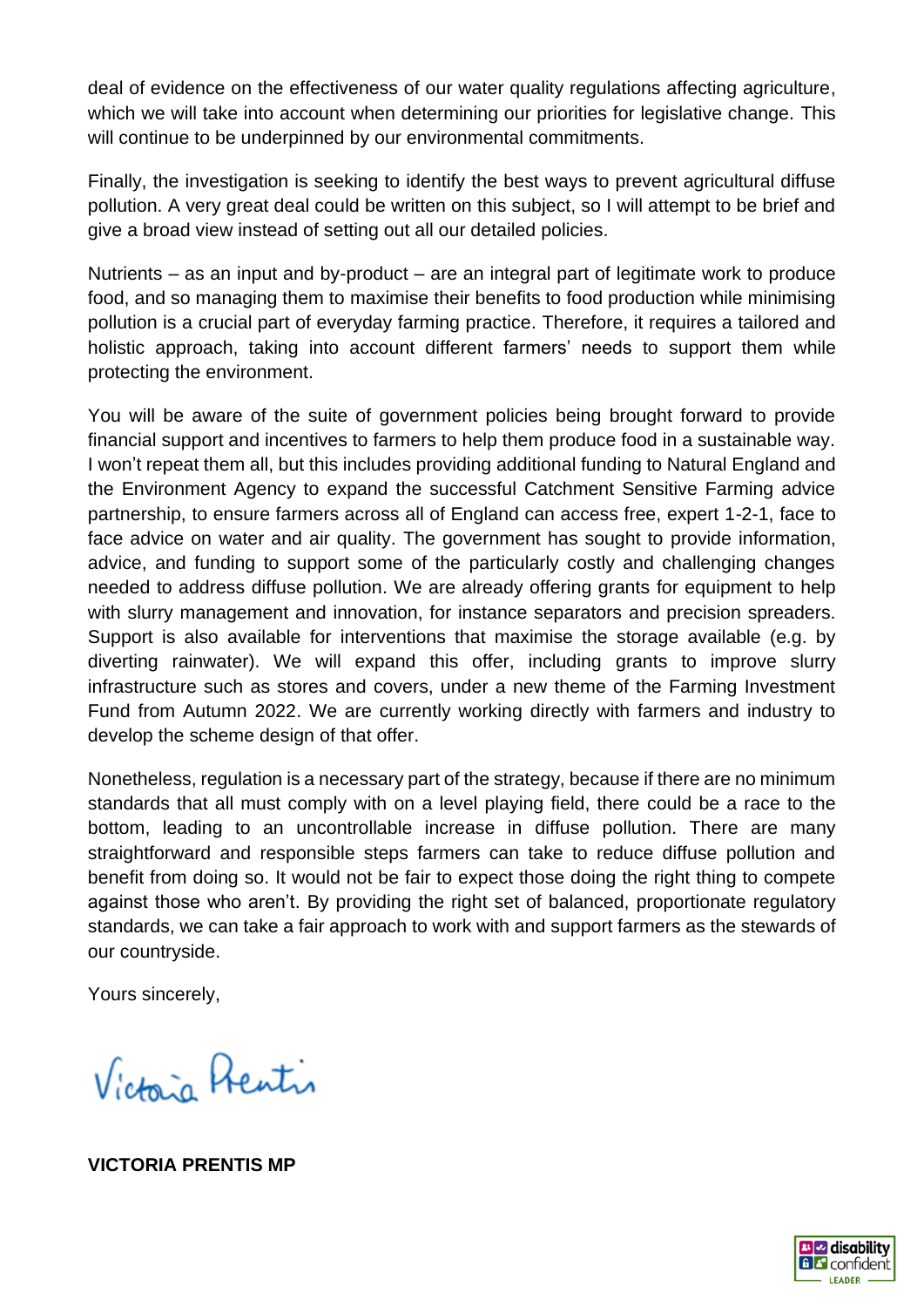deal of evidence on the effectiveness of our water quality regulations affecting agriculture, which we will take into account when determining our priorities for legislative change. This will continue to be underpinned by our environmental commitments.

Finally, the investigation is seeking to identify the best ways to prevent agricultural diffuse pollution. A very great deal could be written on this subject, so I will attempt to be brief and give a broad view instead of setting out all our detailed policies.

Nutrients – as an input and by-product – are an integral part of legitimate work to produce food, and so managing them to maximise their benefits to food production while minimising pollution is a crucial part of everyday farming practice. Therefore, it requires a tailored and holistic approach, taking into account different farmers' needs to support them while protecting the environment.

You will be aware of the suite of government policies being brought forward to provide financial support and incentives to farmers to help them produce food in a sustainable way. I won't repeat them all, but this includes providing additional funding to Natural England and the Environment Agency to expand the successful Catchment Sensitive Farming advice partnership, to ensure farmers across all of England can access free, expert 1-2-1, face to face advice on water and air quality. The government has sought to provide information, advice, and funding to support some of the particularly costly and challenging changes needed to address diffuse pollution. We are already offering grants for equipment to help with slurry management and innovation, for instance separators and precision spreaders. Support is also available for interventions that maximise the storage available (e.g. by diverting rainwater). We will expand this offer, including grants to improve slurry infrastructure such as stores and covers, under a new theme of the Farming Investment Fund from Autumn 2022. We are currently working directly with farmers and industry to develop the scheme design of that offer.

Nonetheless, regulation is a necessary part of the strategy, because if there are no minimum standards that all must comply with on a level playing field, there could be a race to the bottom, leading to an uncontrollable increase in diffuse pollution. There are many straightforward and responsible steps farmers can take to reduce diffuse pollution and benefit from doing so. It would not be fair to expect those doing the right thing to compete against those who aren't. By providing the right set of balanced, proportionate regulatory standards, we can take a fair approach to work with and support farmers as the stewards of our countryside.

Yours sincerely,

Victoria Prentis

**VICTORIA PRENTIS MP**

disability confident LEADER